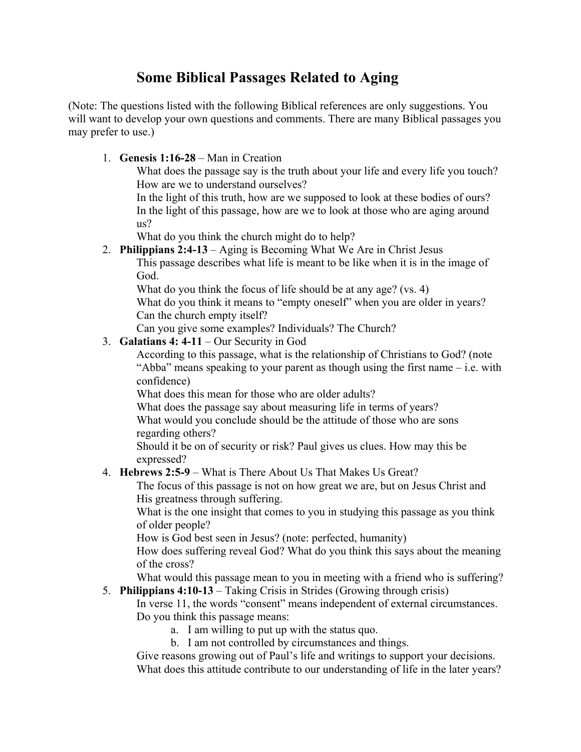# Some Biblical Passages Related to Aging

(Note: The questions listed with the following Biblical references are only suggestions. You will want to develop your own questions and comments. There are many Biblical passages you may prefer to use.)

1. **Genesis 1:16-28** – Man in Creation
   What does the passage say is the truth about your life and every life you touch? How are we to understand ourselves?
   In the light of this truth, how are we supposed to look at these bodies of ours?
   In the light of this passage, how are we to look at those who are aging around us?
   What do you think the church might do to help?
2. **Philippians 2:4-13** – Aging is Becoming What We Are in Christ Jesus
   This passage describes what life is meant to be like when it is in the image of God.
   What do you think the focus of life should be at any age? (vs. 4)
   What do you think it means to "empty oneself" when you are older in years? Can the church empty itself?
   Can you give some examples? Individuals? The Church?
3. **Galatians 4: 4-11** – Our Security in God
   According to this passage, what is the relationship of Christians to God? (note "Abba" means speaking to your parent as though using the first name – i.e. with confidence)
   What does this mean for those who are older adults?
   What does the passage say about measuring life in terms of years?
   What would you conclude should be the attitude of those who are sons regarding others?
   Should it be on of security or risk? Paul gives us clues. How may this be expressed?
4. **Hebrews 2:5-9** – What is There About Us That Makes Us Great?
   The focus of this passage is not on how great we are, but on Jesus Christ and His greatness through suffering.
   What is the one insight that comes to you in studying this passage as you think of older people?
   How is God best seen in Jesus? (note: perfected, humanity)
   How does suffering reveal God? What do you think this says about the meaning of the cross?
   What would this passage mean to you in meeting with a friend who is suffering?
5. **Philippians 4:10-13** – Taking Crisis in Strides (Growing through crisis)
   In verse 11, the words "consent" means independent of external circumstances.
   Do you think this passage means:
      a. I am willing to put up with the status quo.
      b. I am not controlled by circumstances and things.
   Give reasons growing out of Paul's life and writings to support your decisions.
   What does this attitude contribute to our understanding of life in the later years?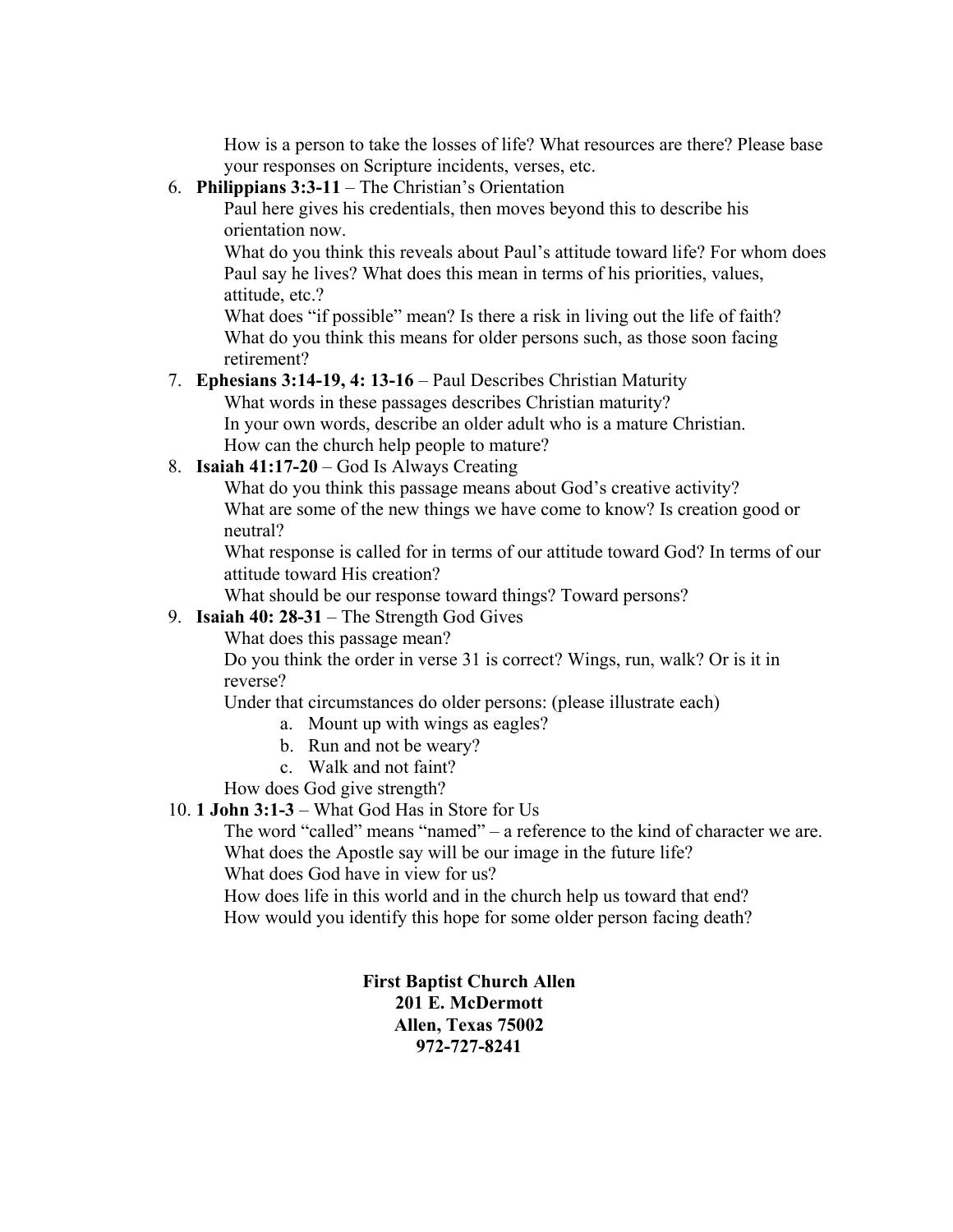How is a person to take the losses of life? What resources are there? Please base your responses on Scripture incidents, verses, etc.

6. **Philippians 3:3-11** – The Christian's Orientation
   Paul here gives his credentials, then moves beyond this to describe his orientation now.
   What do you think this reveals about Paul's attitude toward life? For whom does Paul say he lives? What does this mean in terms of his priorities, values, attitude, etc.?
   What does "if possible" mean? Is there a risk in living out the life of faith?
   What do you think this means for older persons such, as those soon facing retirement?
7. **Ephesians 3:14-19, 4: 13-16** – Paul Describes Christian Maturity
   What words in these passages describes Christian maturity?
   In your own words, describe an older adult who is a mature Christian.
   How can the church help people to mature?
8. **Isaiah 41:17-20** – God Is Always Creating
   What do you think this passage means about God's creative activity?
   What are some of the new things we have come to know? Is creation good or neutral?
   What response is called for in terms of our attitude toward God? In terms of our attitude toward His creation?
   What should be our response toward things? Toward persons?
9. **Isaiah 40: 28-31** – The Strength God Gives
   What does this passage mean?
   Do you think the order in verse 31 is correct? Wings, run, walk? Or is it in reverse?
   Under that circumstances do older persons: (please illustrate each)
   a. Mount up with wings as eagles?
   b. Run and not be weary?
   c. Walk and not faint?

   How does God give strength?
10. **1 John 3:1-3** – What God Has in Store for Us
    The word "called" means "named" – a reference to the kind of character we are.
    What does the Apostle say will be our image in the future life?
    What does God have in view for us?
    How does life in this world and in the church help us toward that end?
    How would you identify this hope for some older person facing death?

**First Baptist Church Allen**
**201 E. McDermott**
**Allen, Texas 75002**
**972-727-8241**